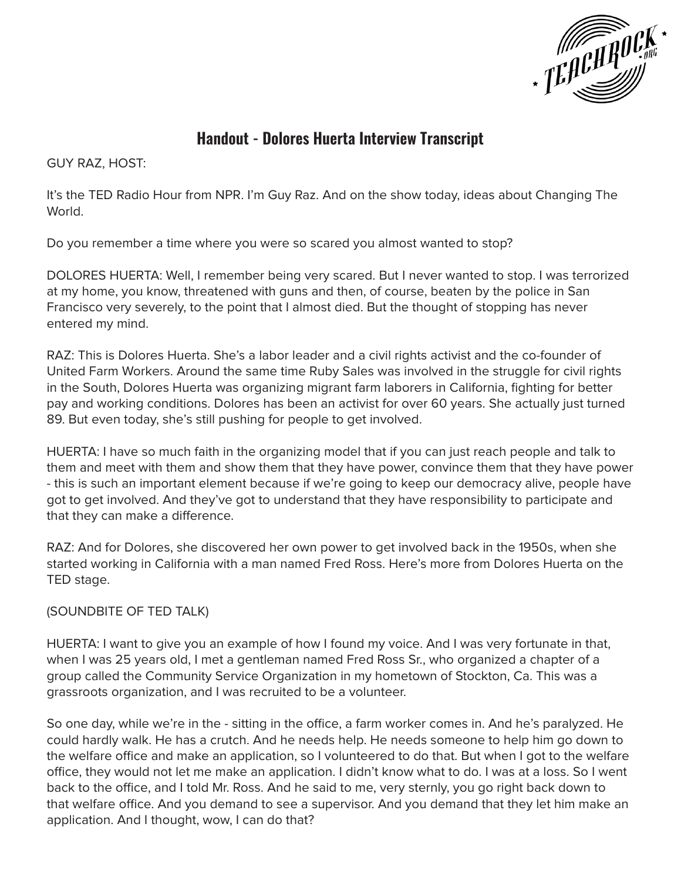## Handout - Dolores Huerta Interview Transcript

GUY RAZ, HOST:

It's the TED Radio Hour from NPR. I'm Guy Raz. And on the show today, ideas about Changing The World.

Do you remember a time where you were so scared you almost wanted to stop?

DOLORES HUERTA: Well, I remember being very scared. But I never wanted to stop. I was terrorized at my home, you know, threatened with guns and then, of course, beaten by the police in San Francisco very severely, to the point that I almost died. But the thought of stopping has never entered my mind.

RAZ: This is Dolores Huerta. She's a labor leader and a civil rights activist and the co-founder of United Farm Workers. Around the same time Ruby Sales was involved in the struggle for civil rights in the South, Dolores Huerta was organizing migrant farm laborers in California, fighting for better pay and working conditions. Dolores has been an activist for over 60 years. She actually just turned 89. But even today, she's still pushing for people to get involved.

HUERTA: I have so much faith in the organizing model that if you can just reach people and talk to them and meet with them and show them that they have power, convince them that they have power - this is such an important element because if we're going to keep our democracy alive, people have got to get involved. And they've got to understand that they have responsibility to participate and that they can make a difference.

RAZ: And for Dolores, she discovered her own power to get involved back in the 1950s, when she started working in California with a man named Fred Ross. Here's more from Dolores Huerta on the TED stage.

(SOUNDBITE OF TED TALK)

HUERTA: I want to give you an example of how I found my voice. And I was very fortunate in that, when I was 25 years old, I met a gentleman named Fred Ross Sr., who organized a chapter of a group called the Community Service Organization in my hometown of Stockton, Ca. This was a grassroots organization, and I was recruited to be a volunteer.

So one day, while we're in the - sitting in the office, a farm worker comes in. And he's paralyzed. He could hardly walk. He has a crutch. And he needs help. He needs someone to help him go down to the welfare office and make an application, so I volunteered to do that. But when I got to the welfare office, they would not let me make an application. I didn't know what to do. I was at a loss. So I went back to the office, and I told Mr. Ross. And he said to me, very sternly, you go right back down to that welfare office. And you demand to see a supervisor. And you demand that they let him make an application. And I thought, wow, I can do that?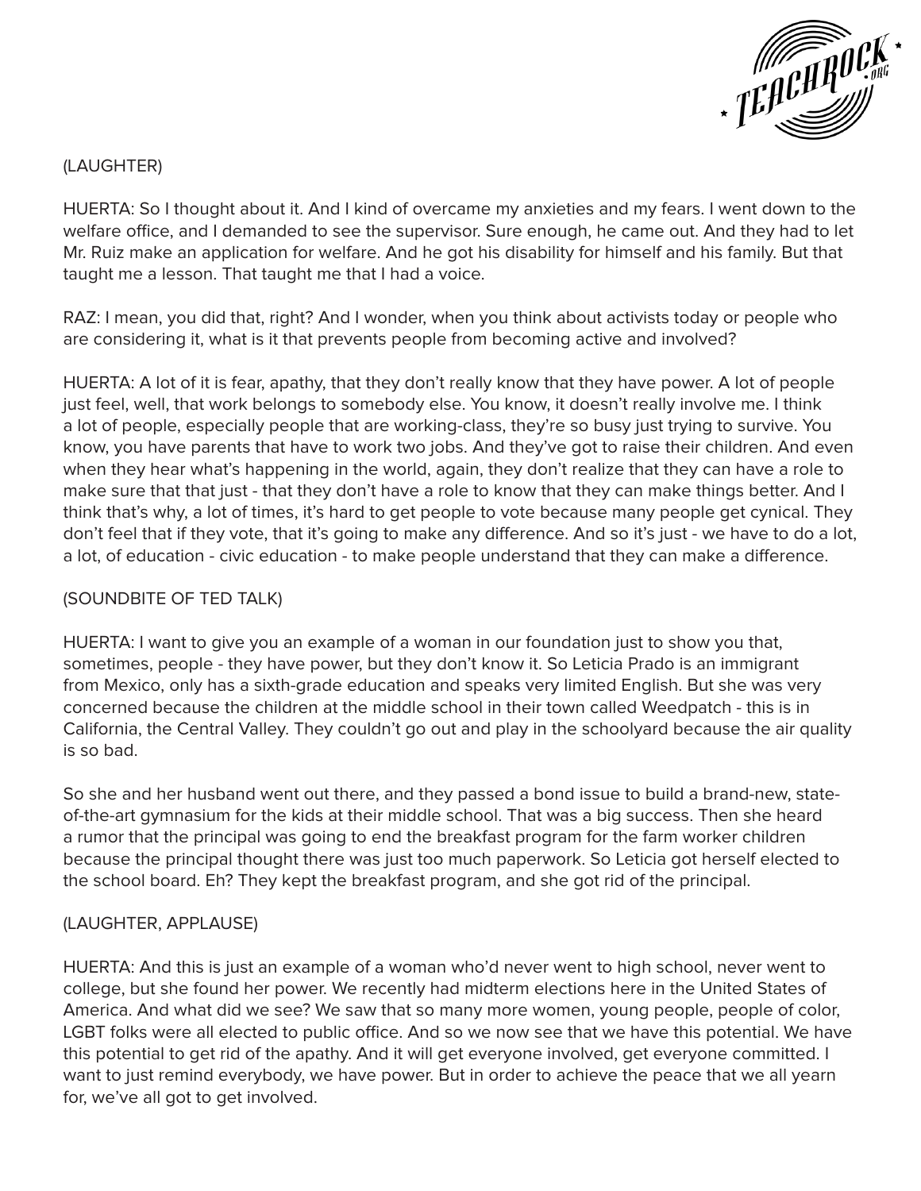(LAUGHTER)

HUERTA: So I thought about it. And I kind of overcame my anxieties and my fears. I went down to the welfare office, and I demanded to see the supervisor. Sure enough, he came out. And they had to let Mr. Ruiz make an application for welfare. And he got his disability for himself and his family. But that taught me a lesson. That taught me that I had a voice.

RAZ: I mean, you did that, right? And I wonder, when you think about activists today or people who are considering it, what is it that prevents people from becoming active and involved?

HUERTA: A lot of it is fear, apathy, that they don't really know that they have power. A lot of people just feel, well, that work belongs to somebody else. You know, it doesn't really involve me. I think a lot of people, especially people that are working-class, they're so busy just trying to survive. You know, you have parents that have to work two jobs. And they've got to raise their children. And even when they hear what's happening in the world, again, they don't realize that they can have a role to make sure that that just - that they don't have a role to know that they can make things better. And I think that's why, a lot of times, it's hard to get people to vote because many people get cynical. They don't feel that if they vote, that it's going to make any difference. And so it's just - we have to do a lot, a lot, of education - civic education - to make people understand that they can make a difference.

(SOUNDBITE OF TED TALK)

HUERTA: I want to give you an example of a woman in our foundation just to show you that, sometimes, people - they have power, but they don't know it. So Leticia Prado is an immigrant from Mexico, only has a sixth-grade education and speaks very limited English. But she was very concerned because the children at the middle school in their town called Weedpatch - this is in California, the Central Valley. They couldn't go out and play in the schoolyard because the air quality is so bad.

So she and her husband went out there, and they passed a bond issue to build a brand-new, state-of-the-art gymnasium for the kids at their middle school. That was a big success. Then she heard a rumor that the principal was going to end the breakfast program for the farm worker children because the principal thought there was just too much paperwork. So Leticia got herself elected to the school board. Eh? They kept the breakfast program, and she got rid of the principal.

(LAUGHTER, APPLAUSE)

HUERTA: And this is just an example of a woman who'd never went to high school, never went to college, but she found her power. We recently had midterm elections here in the United States of America. And what did we see? We saw that so many more women, young people, people of color, LGBT folks were all elected to public office. And so we now see that we have this potential. We have this potential to get rid of the apathy. And it will get everyone involved, get everyone committed. I want to just remind everybody, we have power. But in order to achieve the peace that we all yearn for, we've all got to get involved.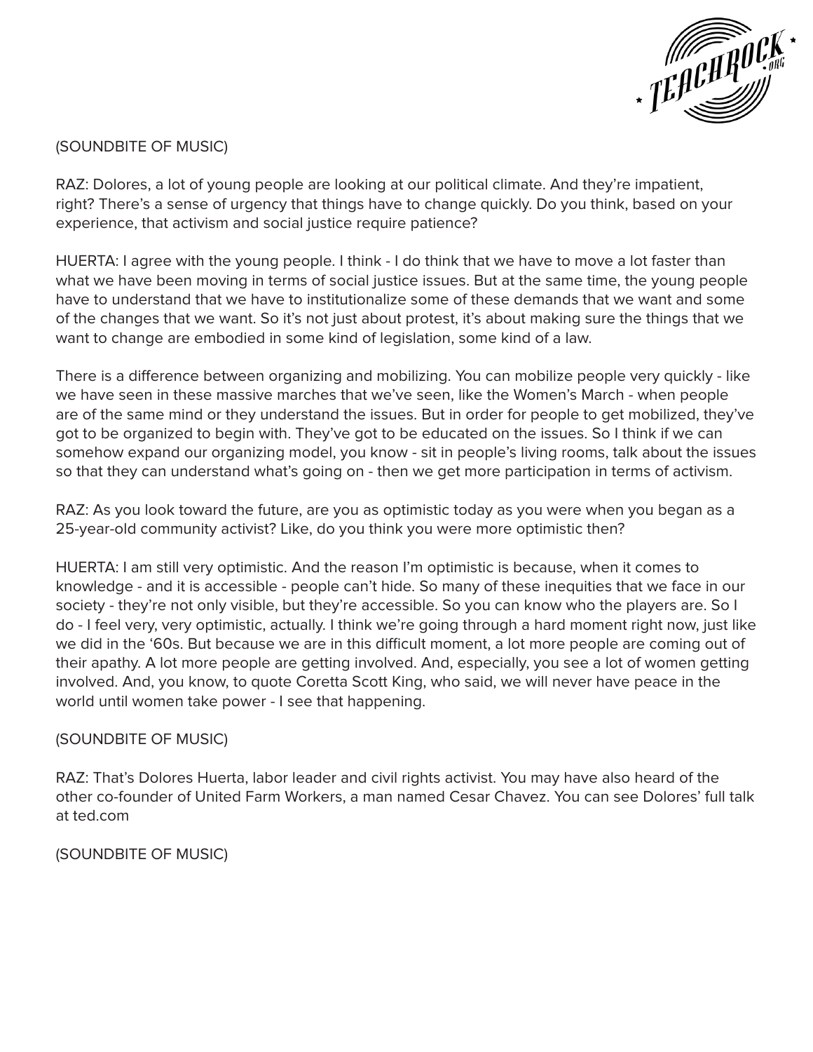(SOUNDBITE OF MUSIC)

RAZ: Dolores, a lot of young people are looking at our political climate. And they're impatient, right? There's a sense of urgency that things have to change quickly. Do you think, based on your experience, that activism and social justice require patience?

HUERTA: I agree with the young people. I think - I do think that we have to move a lot faster than what we have been moving in terms of social justice issues. But at the same time, the young people have to understand that we have to institutionalize some of these demands that we want and some of the changes that we want. So it's not just about protest, it's about making sure the things that we want to change are embodied in some kind of legislation, some kind of a law.

There is a difference between organizing and mobilizing. You can mobilize people very quickly - like we have seen in these massive marches that we've seen, like the Women's March - when people are of the same mind or they understand the issues. But in order for people to get mobilized, they've got to be organized to begin with. They've got to be educated on the issues. So I think if we can somehow expand our organizing model, you know - sit in people's living rooms, talk about the issues so that they can understand what's going on - then we get more participation in terms of activism.

RAZ: As you look toward the future, are you as optimistic today as you were when you began as a 25-year-old community activist? Like, do you think you were more optimistic then?

HUERTA: I am still very optimistic. And the reason I'm optimistic is because, when it comes to knowledge - and it is accessible - people can't hide. So many of these inequities that we face in our society - they're not only visible, but they're accessible. So you can know who the players are. So I do - I feel very, very optimistic, actually. I think we're going through a hard moment right now, just like we did in the '60s. But because we are in this difficult moment, a lot more people are coming out of their apathy. A lot more people are getting involved. And, especially, you see a lot of women getting involved. And, you know, to quote Coretta Scott King, who said, we will never have peace in the world until women take power - I see that happening.

(SOUNDBITE OF MUSIC)

RAZ: That's Dolores Huerta, labor leader and civil rights activist. You may have also heard of the other co-founder of United Farm Workers, a man named Cesar Chavez. You can see Dolores' full talk at ted.com

(SOUNDBITE OF MUSIC)